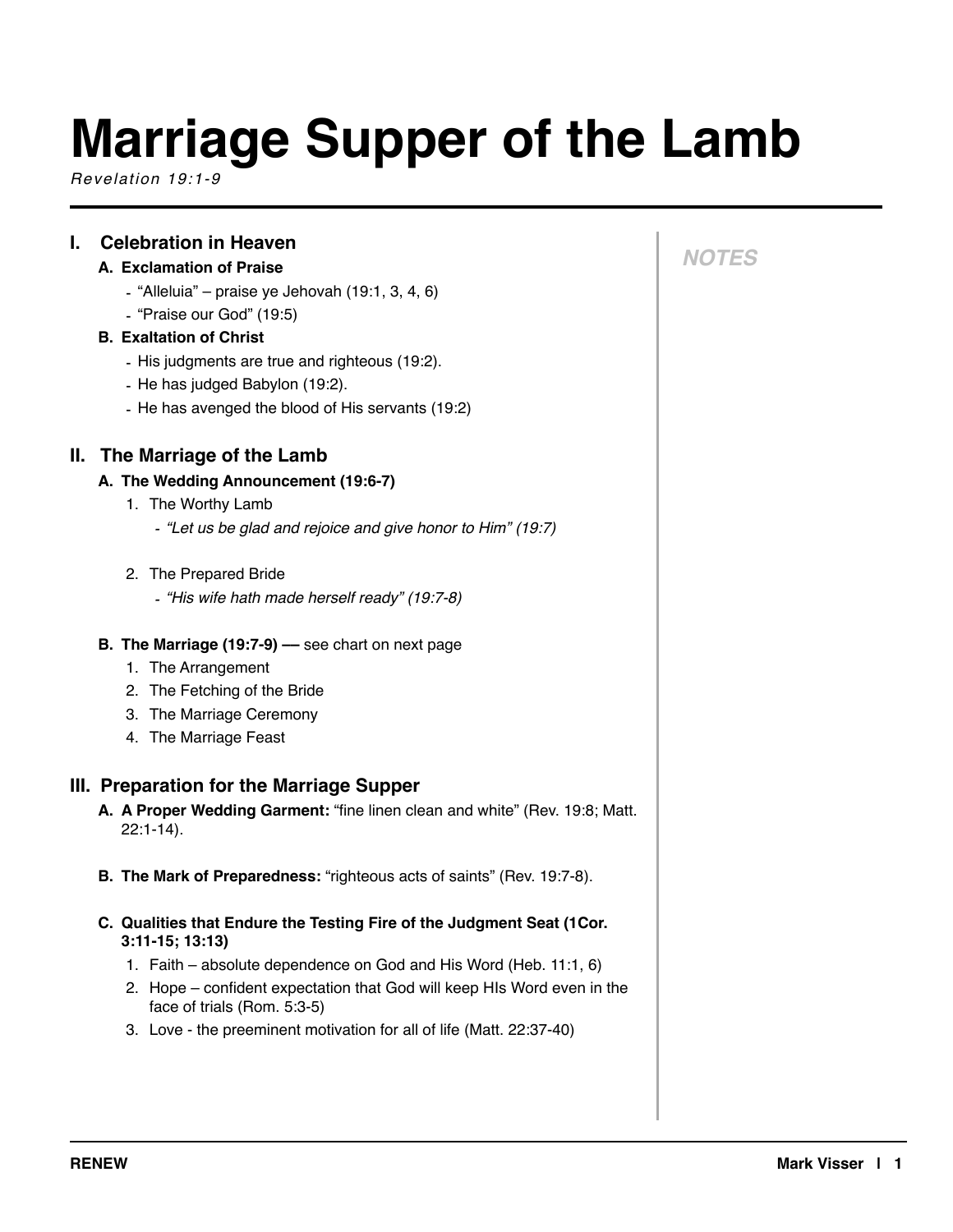# Marriage Supper of the Lamb

*Revelation 19:1-9*

## I. Celebration in Heaven

**A. Exclamation of Praise**

- "Alleluia" – praise ye Jehovah (19:1, 3, 4, 6)
- "Praise our God" (19:5)

**B. Exaltation of Christ**

- His judgments are true and righteous (19:2).
- He has judged Babylon (19:2).
- He has avenged the blood of His servants (19:2)

## II. The Marriage of the Lamb

**A. The Wedding Announcement (19:6-7)**

1. The Worthy Lamb
   - *"Let us be glad and rejoice and give honor to Him" (19:7)*

2. The Prepared Bride
   - *"His wife hath made herself ready" (19:7-8)*

**B. The Marriage (19:7-9) —** see chart on next page

1. The Arrangement
2. The Fetching of the Bride
3. The Marriage Ceremony
4. The Marriage Feast

## III. Preparation for the Marriage Supper

**A. A Proper Wedding Garment:** "fine linen clean and white" (Rev. 19:8; Matt. 22:1-14).

**B. The Mark of Preparedness:** "righteous acts of saints" (Rev. 19:7-8).

**C. Qualities that Endure the Testing Fire of the Judgment Seat (1Cor. 3:11-15; 13:13)**

1. Faith – absolute dependence on God and His Word (Heb. 11:1, 6)
2. Hope – confident expectation that God will keep HIs Word even in the face of trials (Rom. 5:3-5)
3. Love - the preeminent motivation for all of life (Matt. 22:37-40)

***NOTES***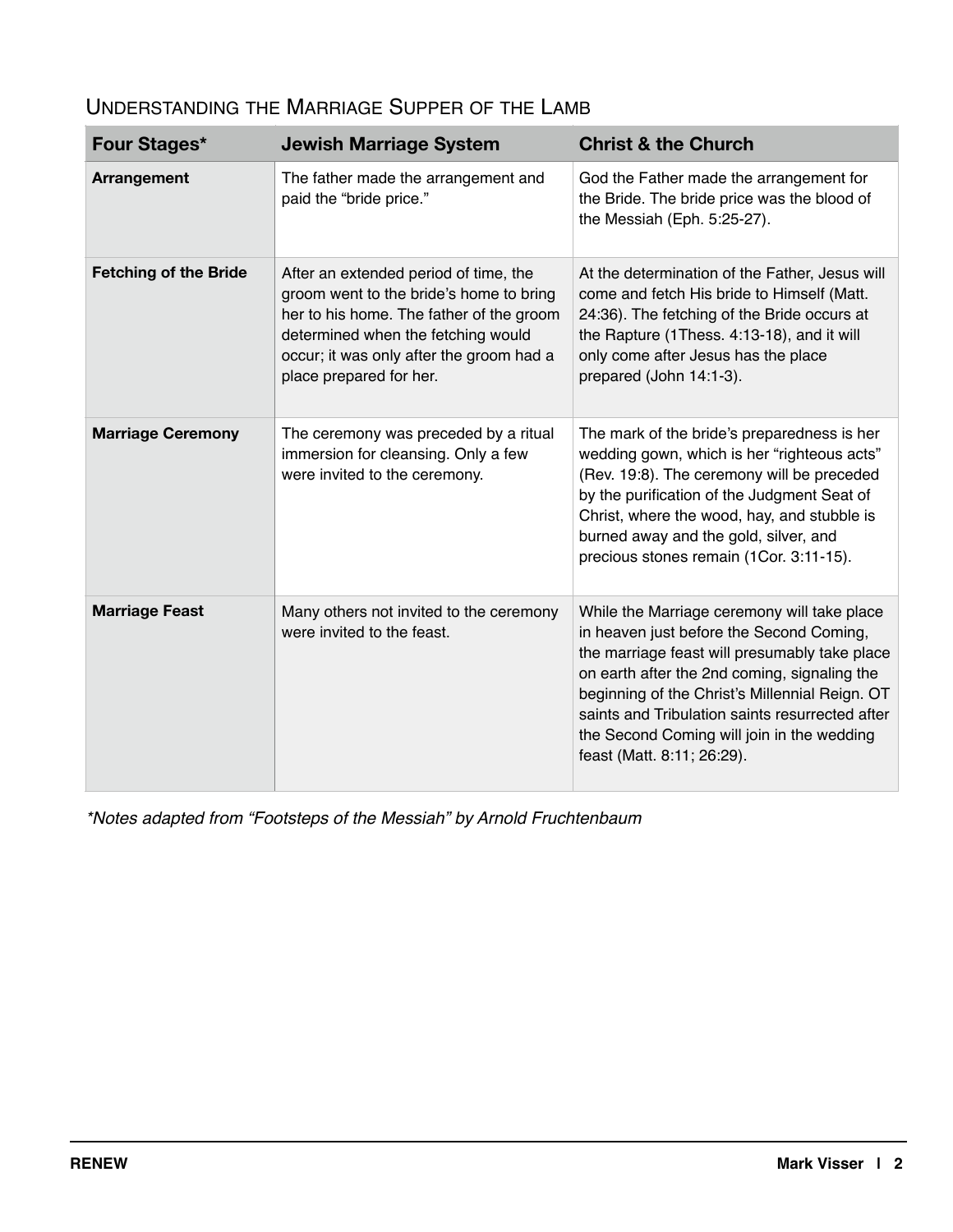## Understanding the Marriage Supper of the Lamb

| Four Stages* | Jewish Marriage System | Christ & the Church |
|---|---|---|
| **Arrangement** | The father made the arrangement and paid the "bride price." | God the Father made the arrangement for the Bride. The bride price was the blood of the Messiah (Eph. 5:25-27). |
| **Fetching of the Bride** | After an extended period of time, the groom went to the bride's home to bring her to his home. The father of the groom determined when the fetching would occur; it was only after the groom had a place prepared for her. | At the determination of the Father, Jesus will come and fetch His bride to Himself (Matt. 24:36). The fetching of the Bride occurs at the Rapture (1Thess. 4:13-18), and it will only come after Jesus has the place prepared (John 14:1-3). |
| **Marriage Ceremony** | The ceremony was preceded by a ritual immersion for cleansing. Only a few were invited to the ceremony. | The mark of the bride's preparedness is her wedding gown, which is her "righteous acts" (Rev. 19:8). The ceremony will be preceded by the purification of the Judgment Seat of Christ, where the wood, hay, and stubble is burned away and the gold, silver, and precious stones remain (1Cor. 3:11-15). |
| **Marriage Feast** | Many others not invited to the ceremony were invited to the feast. | While the Marriage ceremony will take place in heaven just before the Second Coming, the marriage feast will presumably take place on earth after the 2nd coming, signaling the beginning of the Christ's Millennial Reign. OT saints and Tribulation saints resurrected after the Second Coming will join in the wedding feast (Matt. 8:11; 26:29). |

*\*Notes adapted from "Footsteps of the Messiah" by Arnold Fruchtenbaum*